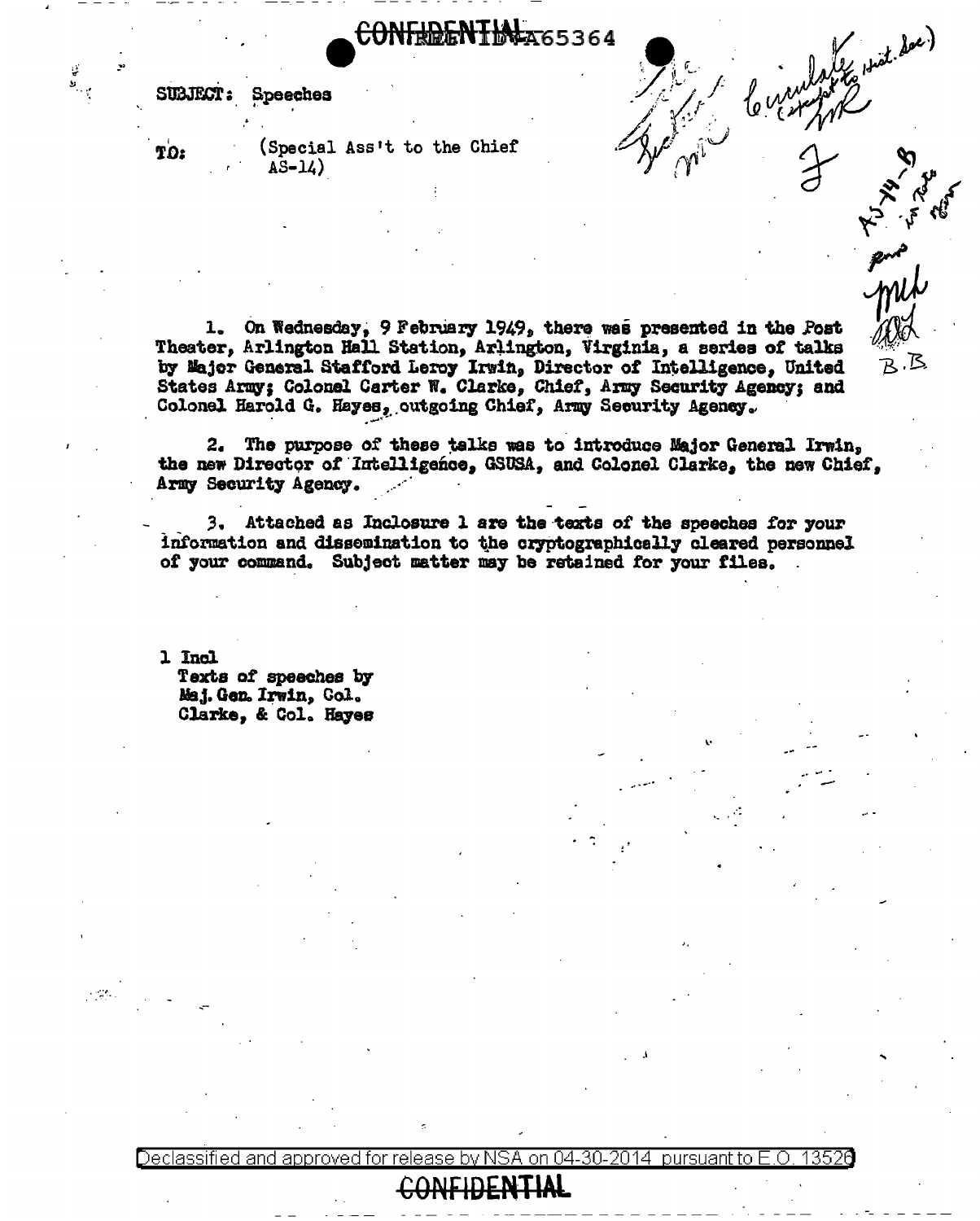CONFIDENTIAL

SUBJECT: Speeches

TO: (Special Ass't to the Chief AS-14)

1. On Wednesday, 9 February 1949, there was presented in the Post Theater, Arlington Hall Station, Arlington, Virginia, a series of talks by Major General Stafford Leroy Irwin, Director of Intelligence, United States Army; Colonel Carter W. Clarke, Chief, Army Security Agency; and Colonel Harold G. Hayes, outgoing Chief, Army Security Agency.

2. The purpose of these talks was to introduce Major General Irwin, the new Director of Intelligence, GSUSA, and Colonel Clarke, the new Chief, Army Security Agency.

3. Attached as Inclosure 1 are the texts of the speeches for your information and dissemination to the cryptographically cleared personnel of your command. Subject matter may be retained for your files.

1 Incl
Texts of speeches by Maj. Gen. Irwin, Col. Clarke, & Col. Hayes

CONFIDENTIAL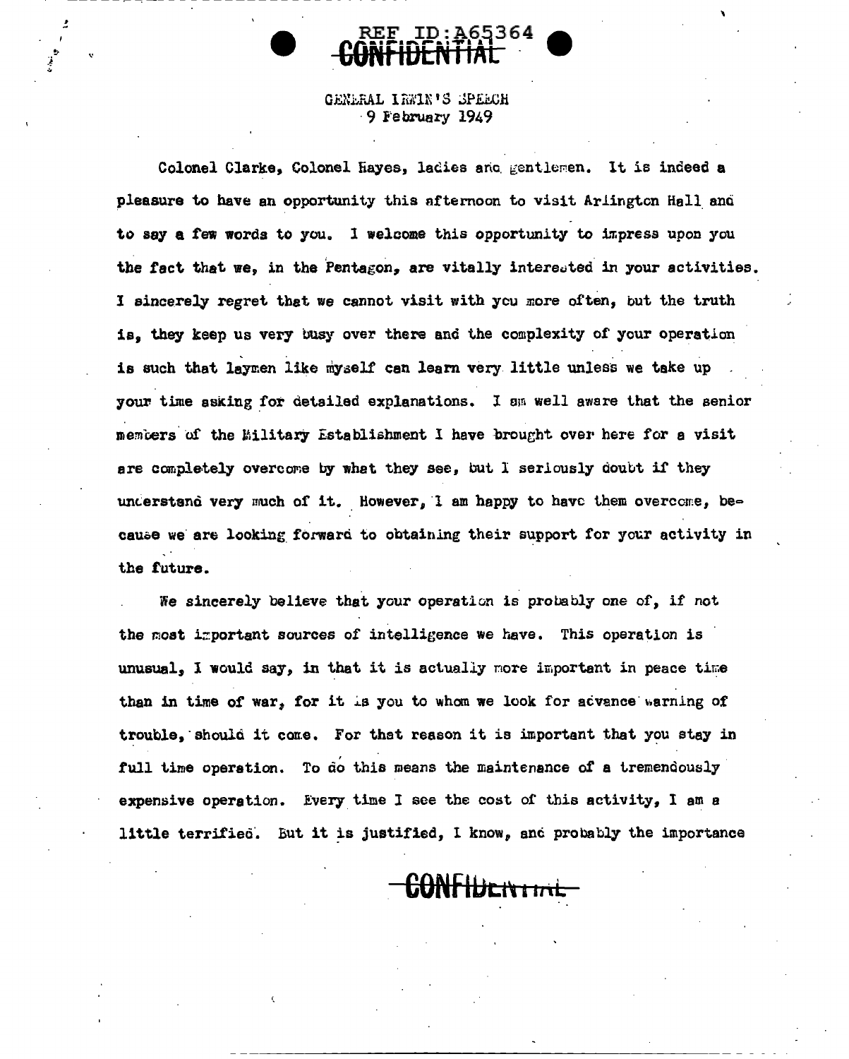REF ID:A65364
CONFIDENTIAL

GENERAL IRWIN'S SPEECH
9 February 1949

Colonel Clarke, Colonel Hayes, ladies and gentlemen. It is indeed a pleasure to have an opportunity this afternoon to visit Arlington Hall and to say a few words to you. I welcome this opportunity to impress upon you the fact that we, in the Pentagon, are vitally interested in your activities. I sincerely regret that we cannot visit with you more often, but the truth is, they keep us very busy over there and the complexity of your operation is such that laymen like myself can learn very little unless we take up your time asking for detailed explanations. I am well aware that the senior members of the Military Establishment I have brought over here for a visit are completely overcome by what they see, but I seriously doubt if they understand very much of it. However, I am happy to have them overcome, because we are looking forward to obtaining their support for your activity in the future.

We sincerely believe that your operation is probably one of, if not the most important sources of intelligence we have. This operation is unusual, I would say, in that it is actually more important in peace time than in time of war, for it is you to whom we look for advance warning of trouble, should it come. For that reason it is important that you stay in full time operation. To do this means the maintenance of a tremendously expensive operation. Every time I see the cost of this activity, I am a little terrified. But it is justified, I know, and probably the importance

CONFIDENTIAL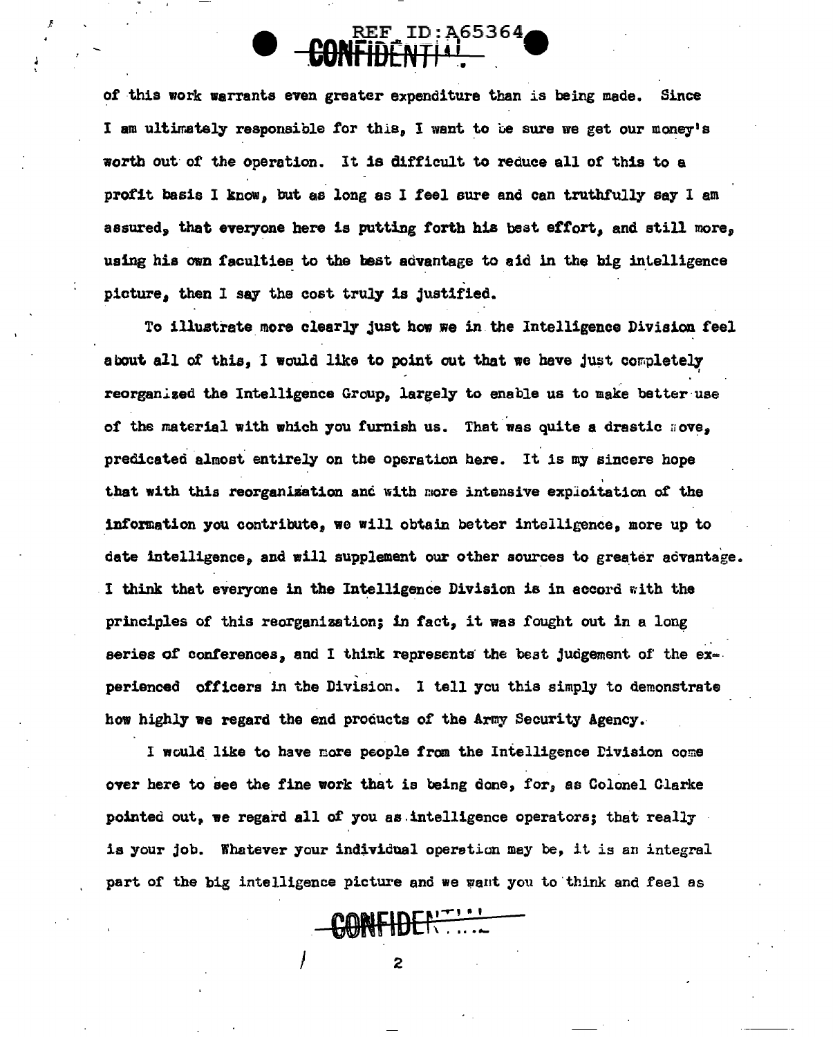of this work warrants even greater expenditure than is being made. Since I am ultimately responsible for this, I want to be sure we get our money's worth out of the operation. It is difficult to reduce all of this to a profit basis I know, but as long as I feel sure and can truthfully say I am assured, that everyone here is putting forth his best effort, and still more, using his own faculties to the best advantage to aid in the big intelligence picture, then I say the cost truly is justified.

To illustrate more clearly just how we in the Intelligence Division feel about all of this, I would like to point out that we have just completely reorganized the Intelligence Group, largely to enable us to make better use of the material with which you furnish us. That was quite a drastic move, predicated almost entirely on the operation here. It is my sincere hope that with this reorganization and with more intensive exploitation of the information you contribute, we will obtain better intelligence, more up to date intelligence, and will supplement our other sources to greater advantage. I think that everyone in the Intelligence Division is in accord with the principles of this reorganization; in fact, it was fought out in a long series of conferences, and I think represents the best judgement of the experienced officers in the Division. I tell you this simply to demonstrate how highly we regard the end products of the Army Security Agency.

I would like to have more people from the Intelligence Division come over here to see the fine work that is being done, for, as Colonel Clarke pointed out, we regard all of you as intelligence operators; that really is your job. Whatever your individual operation may be, it is an integral part of the big intelligence picture and we want you to think and feel as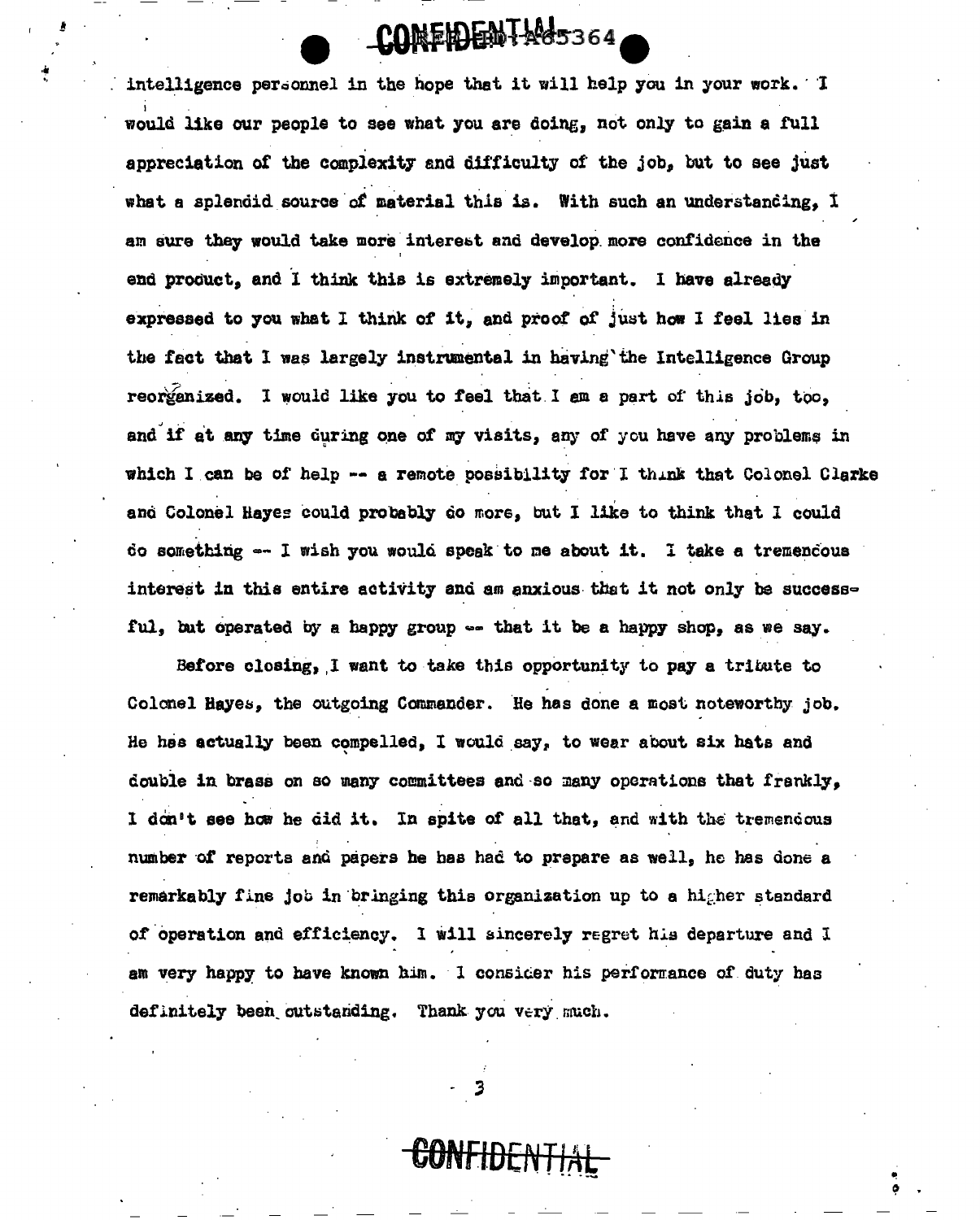intelligence personnel in the hope that it will help you in your work. I would like our people to see what you are doing, not only to gain a full appreciation of the complexity and difficulty of the job, but to see just what a splendid source of material this is. With such an understanding, I am sure they would take more interest and develop more confidence in the end product, and I think this is extremely important. I have already expressed to you what I think of it, and proof of just how I feel lies in the fact that I was largely instrumental in having the Intelligence Group reorganized. I would like you to feel that I am a part of this job, too, and if at any time during one of my visits, any of you have any problems in which I can be of help -- a remote possibility for I think that Colonel Clarke and Colonel Hayes could probably do more, but I like to think that I could do something -- I wish you would speak to me about it. I take a tremendous interest in this entire activity and am anxious that it not only be successful, but operated by a happy group -- that it be a happy shop, as we say.

Before closing, I want to take this opportunity to pay a tribute to Colonel Hayes, the outgoing Commander. He has done a most noteworthy job. He has actually been compelled, I would say, to wear about six hats and double in brass on so many committees and so many operations that frankly, I don't see how he did it. In spite of all that, and with the tremendous number of reports and papers he has had to prepare as well, he has done a remarkably fine job in bringing this organization up to a higher standard of operation and efficiency. I will sincerely regret his departure and I am very happy to have known him. I consider his performance of duty has definitely been outstanding. Thank you very much.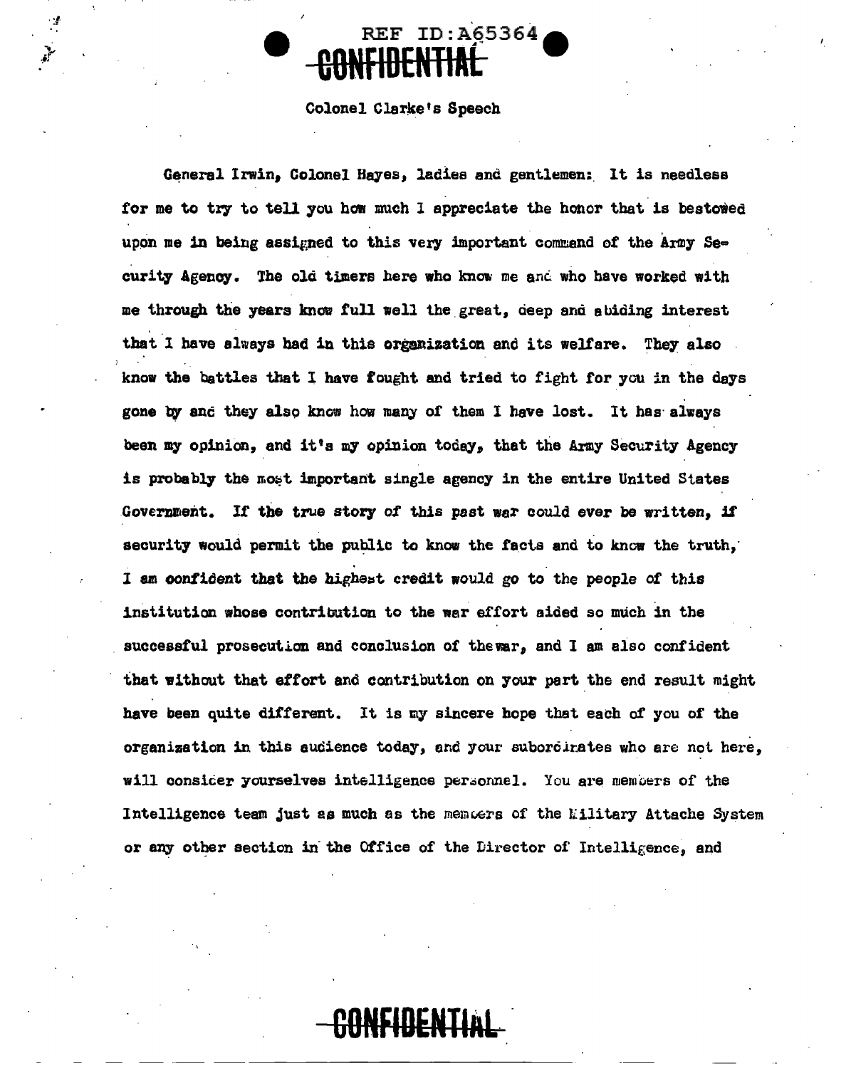REF ID:A65364

CONFIDENTIAL

Colonel Clarke's Speech

General Irwin, Colonel Hayes, ladies and gentlemen: It is needless for me to try to tell you how much I appreciate the honor that is bestowed upon me in being assigned to this very important command of the Army Security Agency. The old timers here who know me and who have worked with me through the years know full well the great, deep and abiding interest that I have always had in this organization and its welfare. They also know the battles that I have fought and tried to fight for you in the days gone by and they also know how many of them I have lost. It has always been my opinion, and it's my opinion today, that the Army Security Agency is probably the most important single agency in the entire United States Government. If the true story of this past war could ever be written, if security would permit the public to know the facts and to know the truth, I am confident that the highest credit would go to the people of this institution whose contribution to the war effort aided so much in the successful prosecution and conclusion of the war, and I am also confident that without that effort and contribution on your part the end result might have been quite different. It is my sincere hope that each of you of the organization in this audience today, and your subordinates who are not here, will consider yourselves intelligence personnel. You are members of the Intelligence team just as much as the members of the Military Attache System or any other section in the Office of the Director of Intelligence, and

CONFIDENTIAL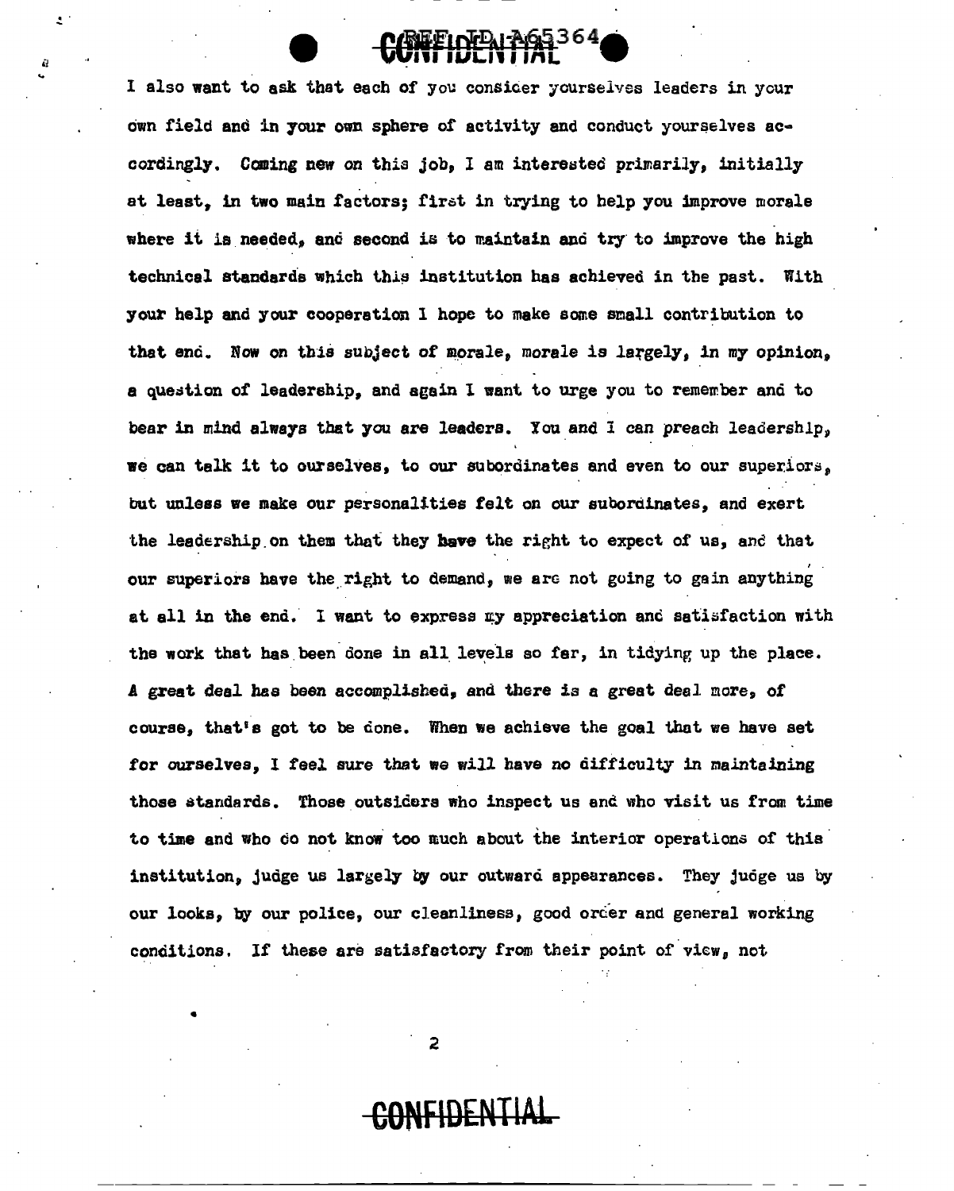I also want to ask that each of you consider yourselves leaders in your own field and in your own sphere of activity and conduct yourselves accordingly. Coming new on this job, I am interested primarily, initially at least, in two main factors; first in trying to help you improve morale where it is needed, and second is to maintain and try to improve the high technical standards which this institution has achieved in the past. With your help and your cooperation I hope to make some small contribution to that end. Now on this subject of morale, morale is largely, in my opinion, a question of leadership, and again I want to urge you to remember and to bear in mind always that you are leaders. You and I can preach leadership, we can talk it to ourselves, to our subordinates and even to our superiors, but unless we make our personalities felt on our subordinates, and exert the leadership on them that they have the right to expect of us, and that our superiors have the right to demand, we are not going to gain anything at all in the end. I want to express my appreciation and satisfaction with the work that has been done in all levels so far, in tidying up the place. A great deal has been accomplished, and there is a great deal more, of course, that's got to be done. When we achieve the goal that we have set for ourselves, I feel sure that we will have no difficulty in maintaining those standards. Those outsiders who inspect us and who visit us from time to time and who do not know too much about the interior operations of this institution, judge us largely by our outward appearances. They judge us by our looks, by our police, our cleanliness, good order and general working conditions. If these are satisfactory from their point of view, not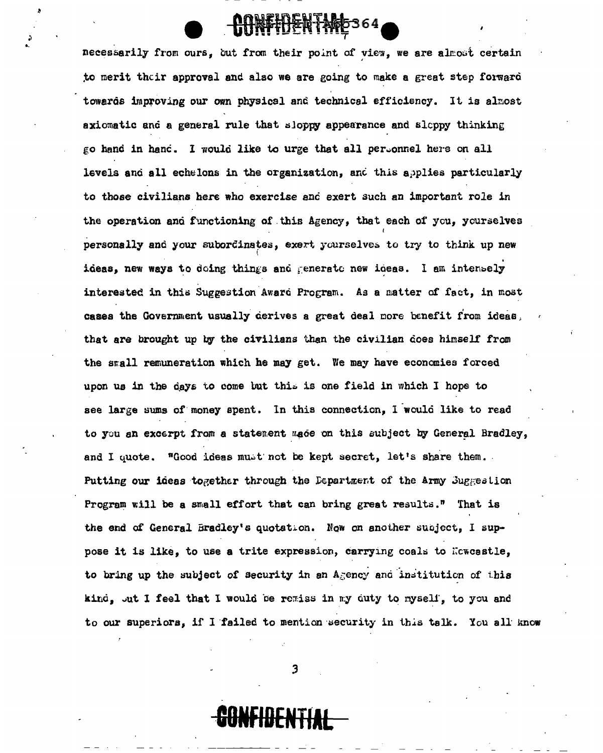necessarily from ours, but from their point of view, we are almost certain to merit their approval and also we are going to make a great step forward towards improving our own physical and technical efficiency. It is almost axiomatic and a general rule that sloppy appearance and sloppy thinking go hand in hand. I would like to urge that all personnel here on all levels and all echelons in the organization, and this applies particularly to those civilians here who exercise and exert such an important role in the operation and functioning of this Agency, that each of you, yourselves personally and your subordinates, exert yourselves to try to think up new ideas, new ways to doing things and generate new ideas. I am intensely interested in this Suggestion Award Program. As a matter of fact, in most cases the Government usually derives a great deal more benefit from ideas, that are brought up by the civilians than the civilian does himself from the small remuneration which he may get. We may have economies forced upon us in the days to come but this is one field in which I hope to see large sums of money spent. In this connection, I would like to read to you an excerpt from a statement made on this subject by General Bradley, and I quote. "Good ideas must not be kept secret, let's share them. Putting our ideas together through the Department of the Army Suggestion Program will be a small effort that can bring great results." That is the end of General Bradley's quotation. Now on another subject, I suppose it is like, to use a trite expression, carrying coals to Newcastle, to bring up the subject of security in an Agency and institution of this kind, but I feel that I would be remiss in my duty to myself, to you and to our superiors, if I failed to mention security in this talk. You all know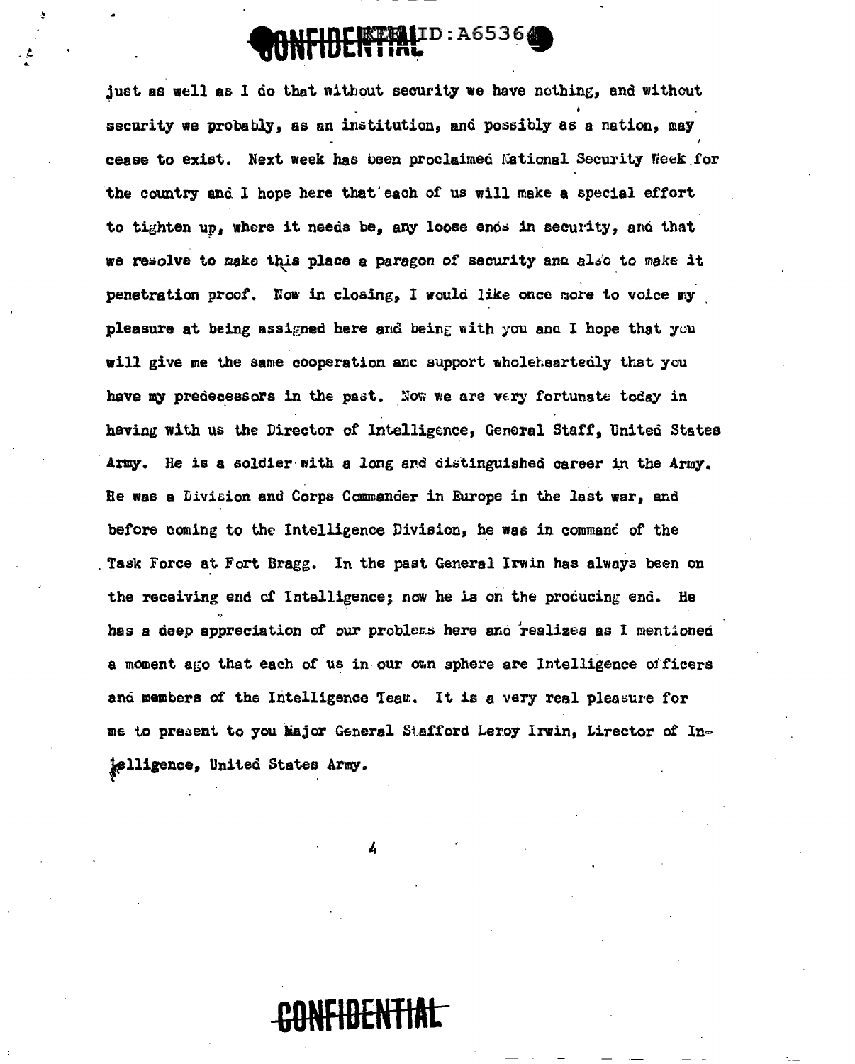just as well as I do that without security we have nothing, and without security we probably, as an institution, and possibly as a nation, may cease to exist. Next week has been proclaimed National Security Week for the country and I hope here that each of us will make a special effort to tighten up, where it needs be, any loose ends in security, and that we resolve to make this place a paragon of security and also to make it penetration proof. Now in closing, I would like once more to voice my pleasure at being assigned here and being with you and I hope that you will give me the same cooperation and support wholeheartedly that you have my predecessors in the past. Now we are very fortunate today in having with us the Director of Intelligence, General Staff, United States Army. He is a soldier with a long and distinguished career in the Army. He was a Division and Corps Commander in Europe in the last war, and before coming to the Intelligence Division, he was in command of the Task Force at Fort Bragg. In the past General Irwin has always been on the receiving end of Intelligence; now he is on the producing end. He has a deep appreciation of our problems here and realizes as I mentioned a moment ago that each of us in our own sphere are Intelligence officers and members of the Intelligence Team. It is a very real pleasure for me to present to you Major General Stafford Leroy Irwin, Director of Intelligence, United States Army.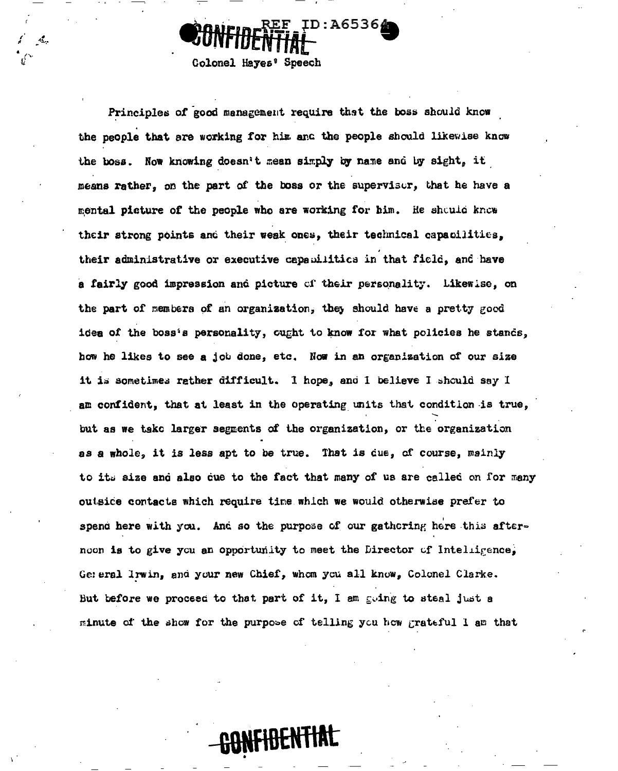CONFIDENTIAL

Colonel Hayes' Speech

Principles of good management require that the boss should know the people that are working for him and the people should likewise know the boss. Now knowing doesn't mean simply by name and by sight, it means rather, on the part of the boss or the supervisor, that he have a mental picture of the people who are working for him. He should know their strong points and their weak ones, their technical capabilities, their administrative or executive capabilities in that field, and have a fairly good impression and picture of their personality. Likewise, on the part of members of an organization, they should have a pretty good idea of the boss's personality, ought to know for what policies he stands, how he likes to see a job done, etc. Now in an organization of our size it is sometimes rather difficult. I hope, and I believe I should say I am confident, that at least in the operating units that condition is true, but as we take larger segments of the organization, or the organization as a whole, it is less apt to be true. That is due, of course, mainly to its size and also due to the fact that many of us are called on for many outside contacts which require time which we would otherwise prefer to spend here with you. And so the purpose of our gathering here this afternoon is to give you an opportunity to meet the Director of Intelligence, General Irwin, and your new Chief, whom you all know, Colonel Clarke. But before we proceed to that part of it, I am going to steal just a minute of the show for the purpose of telling you how grateful I am that

CONFIDENTIAL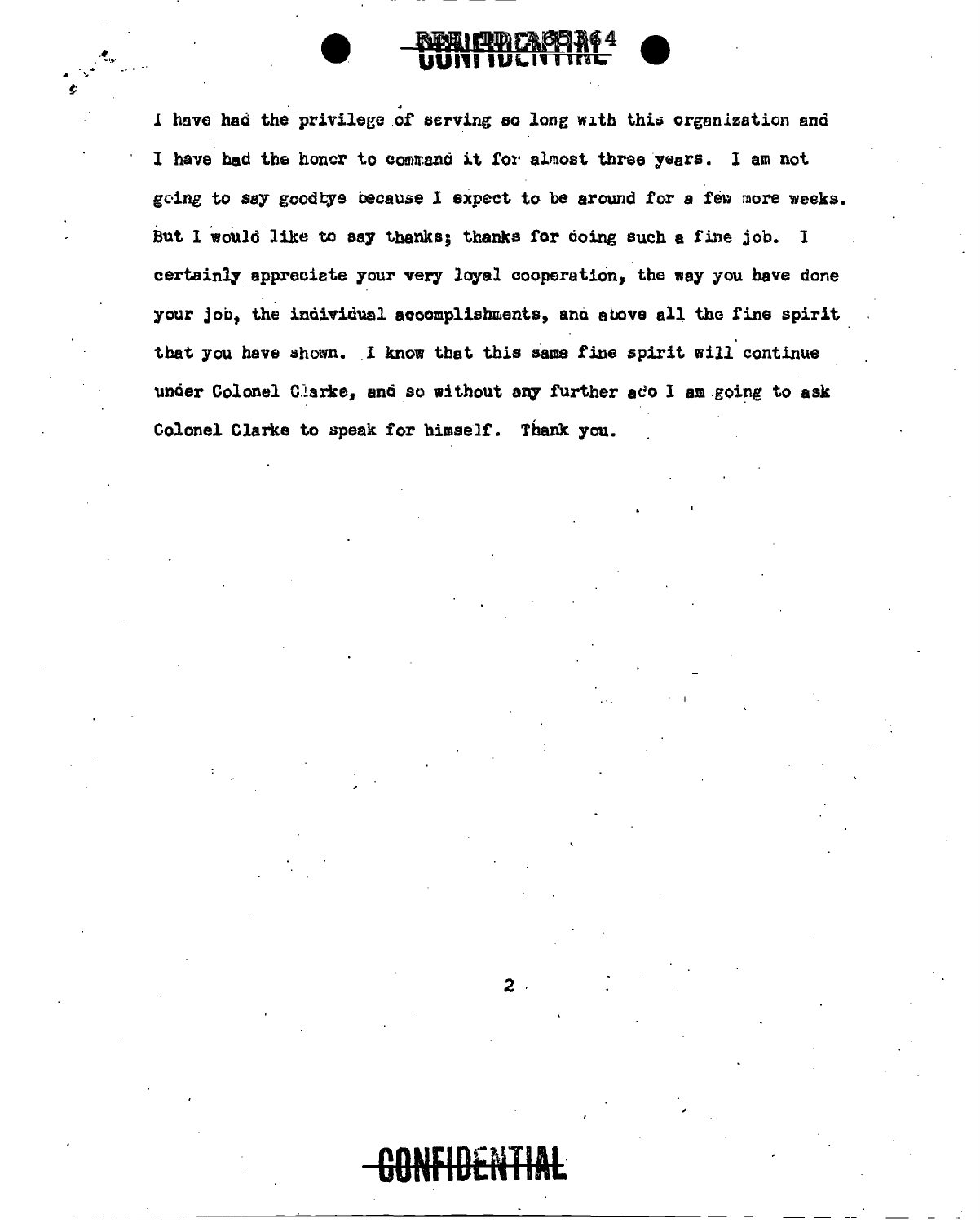I have had the privilege of serving so long with this organization and I have had the honor to command it for almost three years. I am not going to say goodbye because I expect to be around for a few more weeks. But I would like to say thanks; thanks for doing such a fine job. I certainly appreciate your very loyal cooperation, the way you have done your job, the individual accomplishments, and above all the fine spirit that you have shown. I know that this same fine spirit will continue under Colonel Clarke, and so without any further ado I am going to ask Colonel Clarke to speak for himself. Thank you.